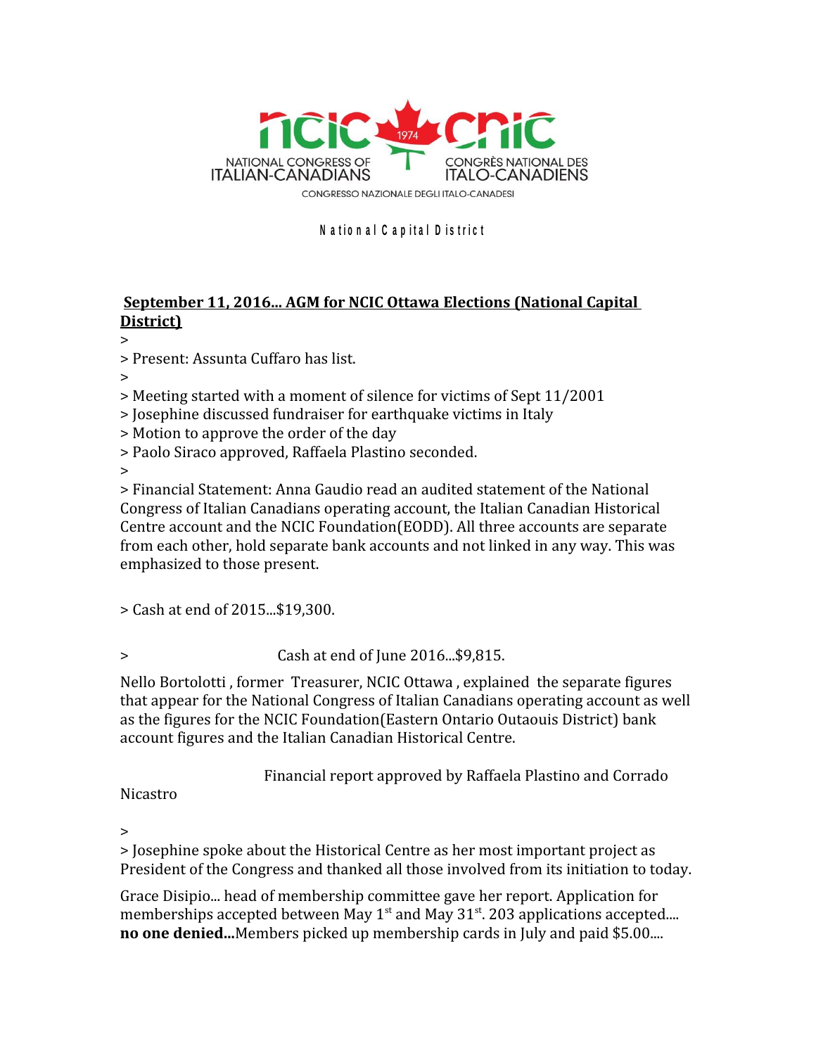NATIONAL CONGRESS OF ITALIAN-CANADIANS

CONGRÈS NATIONAL DES ITALO-CANADIENS

CONGRESSO NAZIONALE DEGLI ITALO-CANADESI

National Capital District

**September 11, 2016... AGM for NCIC Ottawa Elections (National Capital District)**

>
> Present: Assunta Cuffaro has list.
>
> Meeting started with a moment of silence for victims of Sept 11/2001
> Josephine discussed fundraiser for earthquake victims in Italy
> Motion to approve the order of the day
> Paolo Siraco approved, Raffaela Plastino seconded.
>
> Financial Statement: Anna Gaudio read an audited statement of the National Congress of Italian Canadians operating account, the Italian Canadian Historical Centre account and the NCIC Foundation(EODD). All three accounts are separate from each other, hold separate bank accounts and not linked in any way. This was emphasized to those present.

> Cash at end of 2015...$19,300.

> Cash at end of June 2016...$9,815.

Nello Bortolotti , former Treasurer, NCIC Ottawa , explained the separate figures that appear for the National Congress of Italian Canadians operating account as well as the figures for the NCIC Foundation(Eastern Ontario Outaouis District) bank account figures and the Italian Canadian Historical Centre.

Financial report approved by Raffaela Plastino and Corrado Nicastro

>
> Josephine spoke about the Historical Centre as her most important project as President of the Congress and thanked all those involved from its initiation to today.

Grace Disipio... head of membership committee gave her report. Application for memberships accepted between May 1st and May 31st. 203 applications accepted.... **no one denied...**Members picked up membership cards in July and paid $5.00....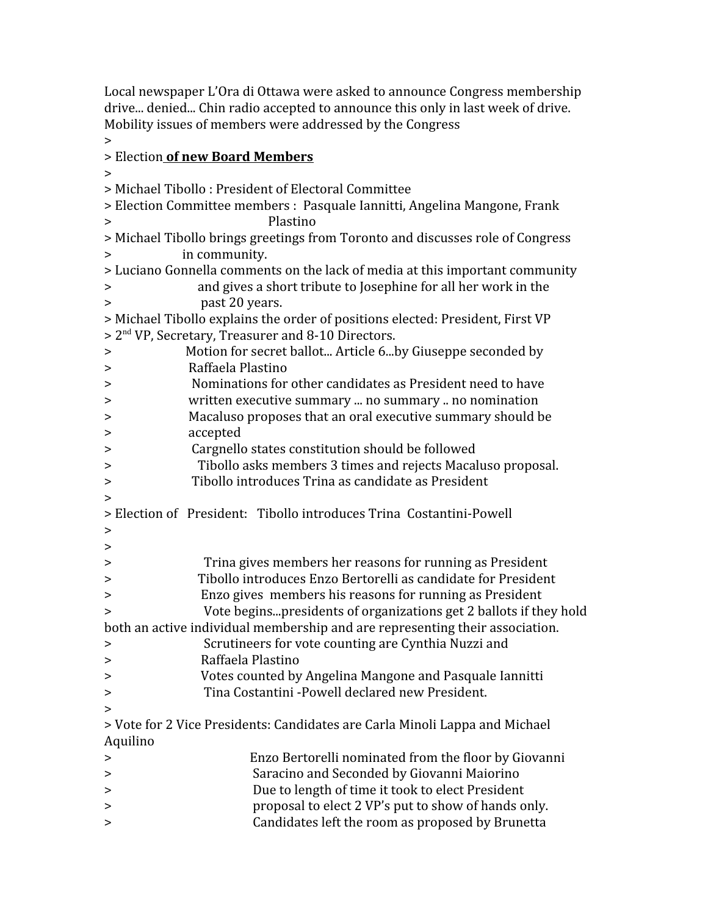Local newspaper L'Ora di Ottawa were asked to announce Congress membership drive... denied... Chin radio accepted to announce this only in last week of drive. Mobility issues of members were addressed by the Congress

>

> Election **of new Board Members**

>

> Michael Tibollo : President of Electoral Committee

> Election Committee members : Pasquale Iannitti, Angelina Mangone, Frank

> Plastino

> Michael Tibollo brings greetings from Toronto and discusses role of Congress

> in community.

> Luciano Gonnella comments on the lack of media at this important community

> and gives a short tribute to Josephine for all her work in the

> past 20 years.

> Michael Tibollo explains the order of positions elected: President, First VP

> 2nd VP, Secretary, Treasurer and 8-10 Directors.

> Motion for secret ballot... Article 6...by Giuseppe seconded by

> Raffaela Plastino

> Nominations for other candidates as President need to have

> written executive summary ... no summary .. no nomination

> Macaluso proposes that an oral executive summary should be

> accepted

> Cargnello states constitution should be followed

> Tibollo asks members 3 times and rejects Macaluso proposal.

> Tibollo introduces Trina as candidate as President

>

> Election of President: Tibollo introduces Trina Costantini-Powell

>

>

> Trina gives members her reasons for running as President

> Tibollo introduces Enzo Bertorelli as candidate for President

> Enzo gives members his reasons for running as President

> Vote begins...presidents of organizations get 2 ballots if they hold both an active individual membership and are representing their association.

> Scrutineers for vote counting are Cynthia Nuzzi and

> Raffaela Plastino

> Votes counted by Angelina Mangone and Pasquale Iannitti

> Tina Costantini -Powell declared new President.

>

> Vote for 2 Vice Presidents: Candidates are Carla Minoli Lappa and Michael Aquilino

> Enzo Bertorelli nominated from the floor by Giovanni

> Saracino and Seconded by Giovanni Maiorino

> Due to length of time it took to elect President

> proposal to elect 2 VP's put to show of hands only.

> Candidates left the room as proposed by Brunetta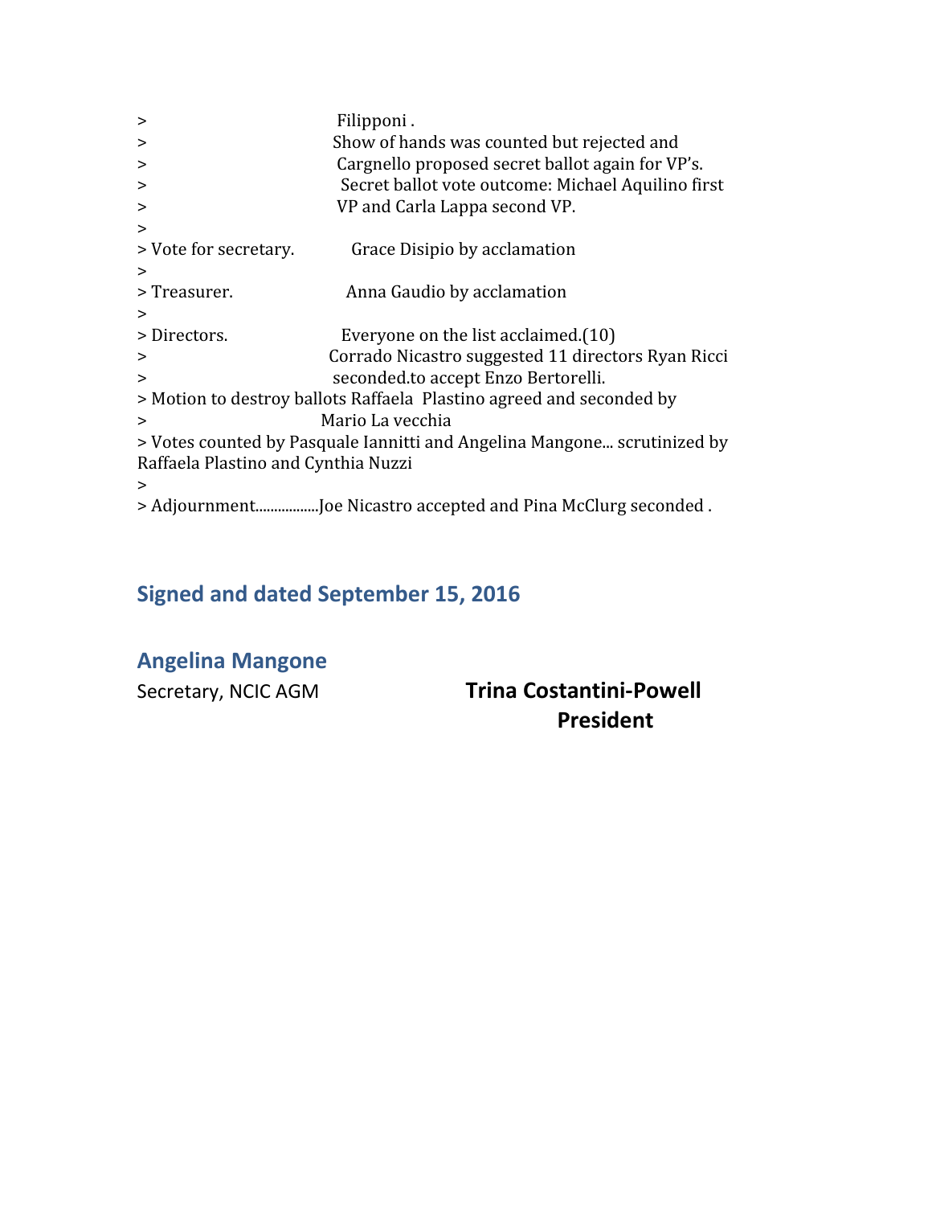> Filipponi .
> Show of hands was counted but rejected and
> Cargnello proposed secret ballot again for VP's.
> Secret ballot vote outcome: Michael Aquilino first
> VP and Carla Lappa second VP.
>
> Vote for secretary. Grace Disipio by acclamation
>
> Treasurer. Anna Gaudio by acclamation
>
> Directors. Everyone on the list acclaimed.(10)
> Corrado Nicastro suggested 11 directors Ryan Ricci
> seconded.to accept Enzo Bertorelli.
> Motion to destroy ballots Raffaela Plastino agreed and seconded by
> Mario La vecchia
> Votes counted by Pasquale Iannitti and Angelina Mangone... scrutinized by Raffaela Plastino and Cynthia Nuzzi
>
> Adjournment.................Joe Nicastro accepted and Pina McClurg seconded .

## Signed and dated September 15, 2016

## Angelina Mangone

Secretary, NCIC AGM

**Trina Costantini-Powell**
**President**